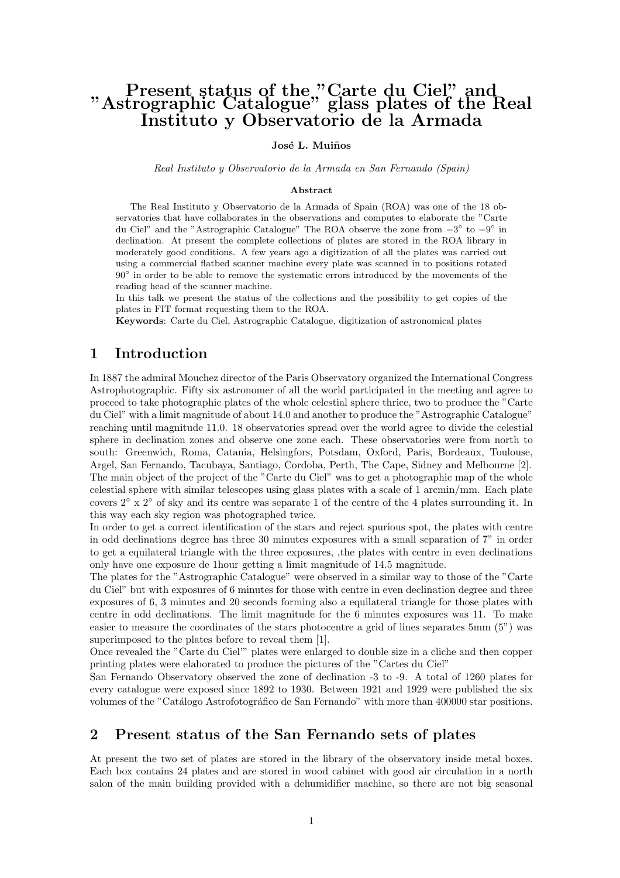# Present status of the "Carte du Ciel" and "Astrographic Catalogue" glass plates of the Real Instituto y Observatorio de la Armada

**José L. Muiños**

*Real Instituto y Observatorio de la Armada en San Fernando (Spain)*

**Abstract**

The Real Instituto y Observatorio de la Armada of Spain (ROA) was one of the 18 observatories that have collaborates in the observations and computes to elaborate the "Carte du Ciel" and the "Astrographic Catalogue" The ROA observe the zone from $-3°$ to $-9°$ in declination. At present the complete collections of plates are stored in the ROA library in moderately good conditions. A few years ago a digitization of all the plates was carried out using a commercial flatbed scanner machine every plate was scanned in to positions rotated $90°$ in order to be able to remove the systematic errors introduced by the movements of the reading head of the scanner machine.

In this talk we present the status of the collections and the possibility to get copies of the plates in FIT format requesting them to the ROA.

**Keywords**: Carte du Ciel, Astrographic Catalogue, digitization of astronomical plates

## 1 Introduction

In 1887 the admiral Mouchez director of the Paris Observatory organized the International Congress Astrophotographic. Fifty six astronomer of all the world participated in the meeting and agree to proceed to take photographic plates of the whole celestial sphere thrice, two to produce the "Carte du Ciel" with a limit magnitude of about 14.0 and another to produce the "Astrographic Catalogue" reaching until magnitude 11.0. 18 observatories spread over the world agree to divide the celestial sphere in declination zones and observe one zone each. These observatories were from north to south: Greenwich, Roma, Catania, Helsingfors, Potsdam, Oxford, Paris, Bordeaux, Toulouse, Argel, San Fernando, Tacubaya, Santiago, Cordoba, Perth, The Cape, Sidney and Melbourne [2].

The main object of the project of the "Carte du Ciel" was to get a photographic map of the whole celestial sphere with similar telescopes using glass plates with a scale of 1 arcmin/mm. Each plate covers 2° x 2° of sky and its centre was separate 1 of the centre of the 4 plates surrounding it. In this way each sky region was photographed twice.

In order to get a correct identification of the stars and reject spurious spot, the plates with centre in odd declinations degree has three 30 minutes exposures with a small separation of 7" in order to get a equilateral triangle with the three exposures, ,the plates with centre in even declinations only have one exposure de 1hour getting a limit magnitude of 14.5 magnitude.

The plates for the "Astrographic Catalogue" were observed in a similar way to those of the "Carte du Ciel" but with exposures of 6 minutes for those with centre in even declination degree and three exposures of 6, 3 minutes and 20 seconds forming also a equilateral triangle for those plates with centre in odd declinations. The limit magnitude for the 6 minutes exposures was 11. To make easier to measure the coordinates of the stars photocentre a grid of lines separates 5mm (5") was superimposed to the plates before to reveal them [1].

Once revealed the "Carte du Ciel"' plates were enlarged to double size in a cliche and then copper printing plates were elaborated to produce the pictures of the "Cartes du Ciel"

San Fernando Observatory observed the zone of declination -3 to -9. A total of 1260 plates for every catalogue were exposed since 1892 to 1930. Between 1921 and 1929 were published the six volumes of the "Catálogo Astrofotográfico de San Fernando" with more than 400000 star positions.

## 2 Present status of the San Fernando sets of plates

At present the two set of plates are stored in the library of the observatory inside metal boxes. Each box contains 24 plates and are stored in wood cabinet with good air circulation in a north salon of the main building provided with a dehumidifier machine, so there are not big seasonal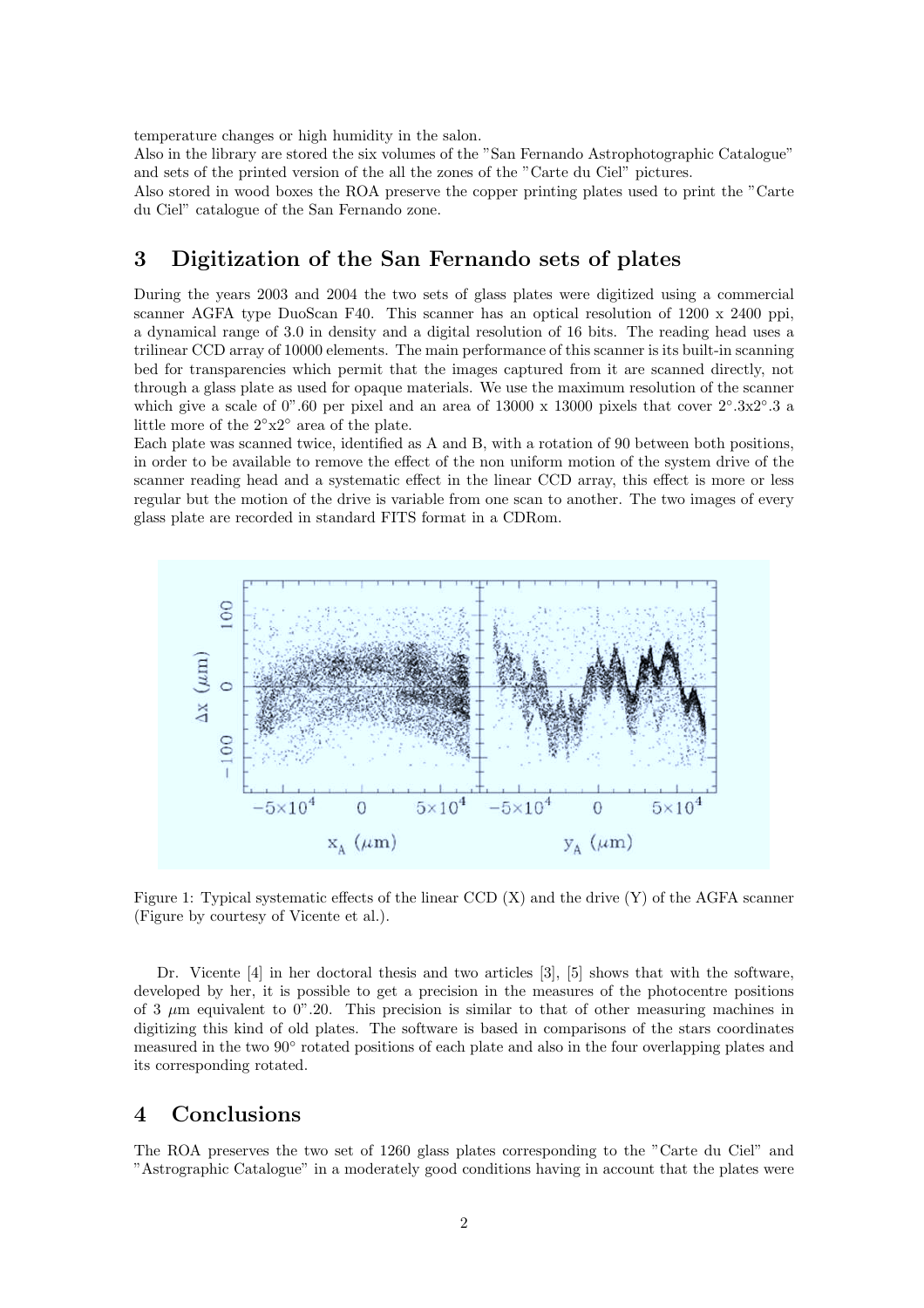temperature changes or high humidity in the salon.
Also in the library are stored the six volumes of the "San Fernando Astrophotographic Catalogue" and sets of the printed version of the all the zones of the "Carte du Ciel" pictures.
Also stored in wood boxes the ROA preserve the copper printing plates used to print the "Carte du Ciel" catalogue of the San Fernando zone.

## 3 Digitization of the San Fernando sets of plates

During the years 2003 and 2004 the two sets of glass plates were digitized using a commercial scanner AGFA type DuoScan F40. This scanner has an optical resolution of 1200 x 2400 ppi, a dynamical range of 3.0 in density and a digital resolution of 16 bits. The reading head uses a trilinear CCD array of 10000 elements. The main performance of this scanner is its built-in scanning bed for transparencies which permit that the images captured from it are scanned directly, not through a glass plate as used for opaque materials. We use the maximum resolution of the scanner which give a scale of 0".60 per pixel and an area of 13000 x 13000 pixels that cover 2°.3x2°.3 a little more of the 2°x2° area of the plate.
Each plate was scanned twice, identified as A and B, with a rotation of 90 between both positions, in order to be available to remove the effect of the non uniform motion of the system drive of the scanner reading head and a systematic effect in the linear CCD array, this effect is more or less regular but the motion of the drive is variable from one scan to another. The two images of every glass plate are recorded in standard FITS format in a CDRom.

Figure 1: Typical systematic effects of the linear CCD (X) and the drive (Y) of the AGFA scanner (Figure by courtesy of Vicente et al.).

Dr. Vicente [4] in her doctoral thesis and two articles [3], [5] shows that with the software, developed by her, it is possible to get a precision in the measures of the photocentre positions of 3 $\mu$m equivalent to 0".20. This precision is similar to that of other measuring machines in digitizing this kind of old plates. The software is based in comparisons of the stars coordinates measured in the two 90° rotated positions of each plate and also in the four overlapping plates and its corresponding rotated.

## 4 Conclusions

The ROA preserves the two set of 1260 glass plates corresponding to the "Carte du Ciel" and "Astrographic Catalogue" in a moderately good conditions having in account that the plates were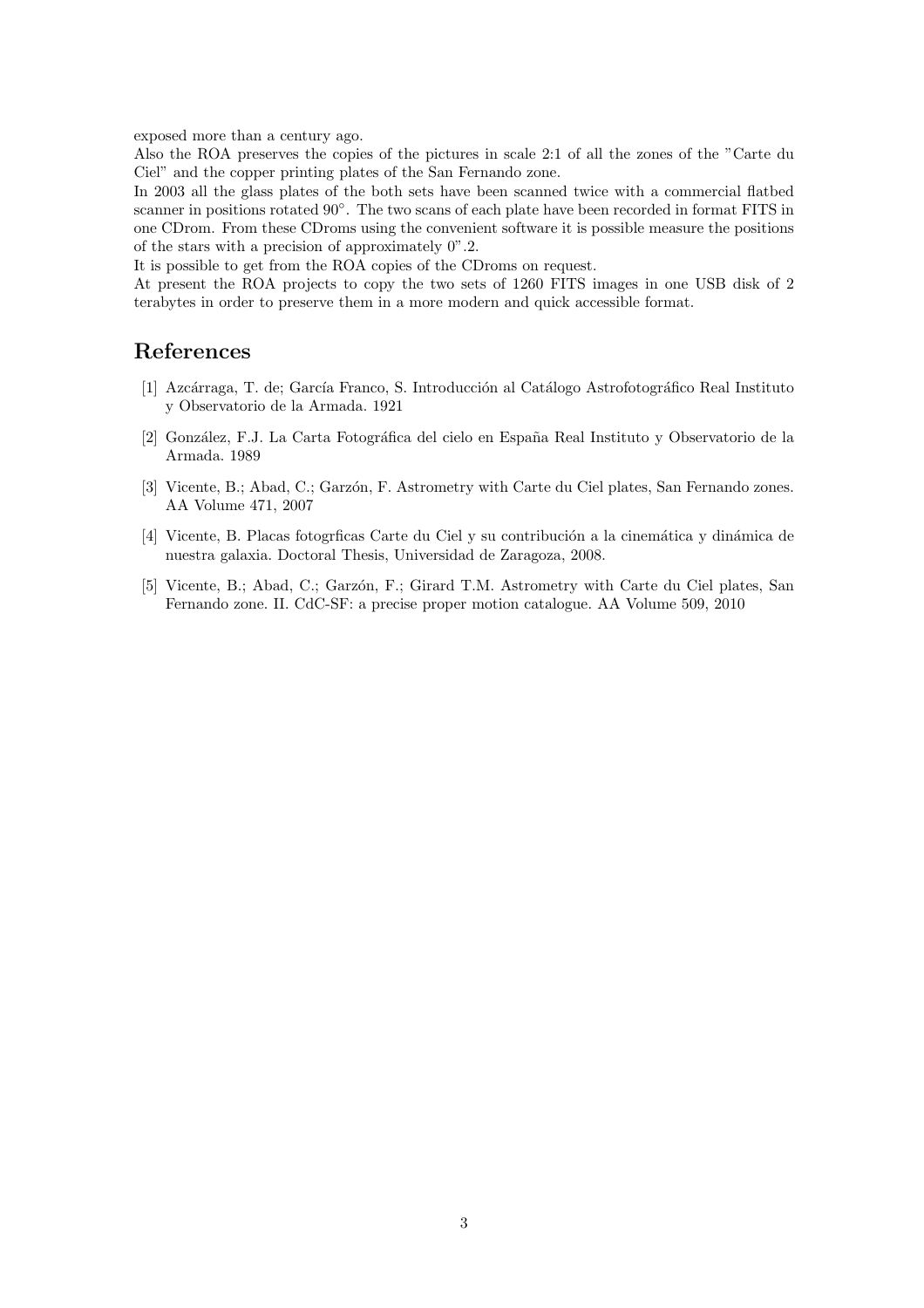exposed more than a century ago.

Also the ROA preserves the copies of the pictures in scale 2:1 of all the zones of the "Carte du Ciel" and the copper printing plates of the San Fernando zone.

In 2003 all the glass plates of the both sets have been scanned twice with a commercial flatbed scanner in positions rotated 90°. The two scans of each plate have been recorded in format FITS in one CDrom. From these CDroms using the convenient software it is possible measure the positions of the stars with a precision of approximately 0".2.

It is possible to get from the ROA copies of the CDroms on request.

At present the ROA projects to copy the two sets of 1260 FITS images in one USB disk of 2 terabytes in order to preserve them in a more modern and quick accessible format.

## References

[1] Azcárraga, T. de; García Franco, S. Introducción al Catálogo Astrofotográfico Real Instituto y Observatorio de la Armada. 1921

[2] González, F.J. La Carta Fotográfica del cielo en España Real Instituto y Observatorio de la Armada. 1989

[3] Vicente, B.; Abad, C.; Garzón, F. Astrometry with Carte du Ciel plates, San Fernando zones. AA Volume 471, 2007

[4] Vicente, B. Placas fotogrficas Carte du Ciel y su contribución a la cinemática y dinámica de nuestra galaxia. Doctoral Thesis, Universidad de Zaragoza, 2008.

[5] Vicente, B.; Abad, C.; Garzón, F.; Girard T.M. Astrometry with Carte du Ciel plates, San Fernando zone. II. CdC-SF: a precise proper motion catalogue. AA Volume 509, 2010